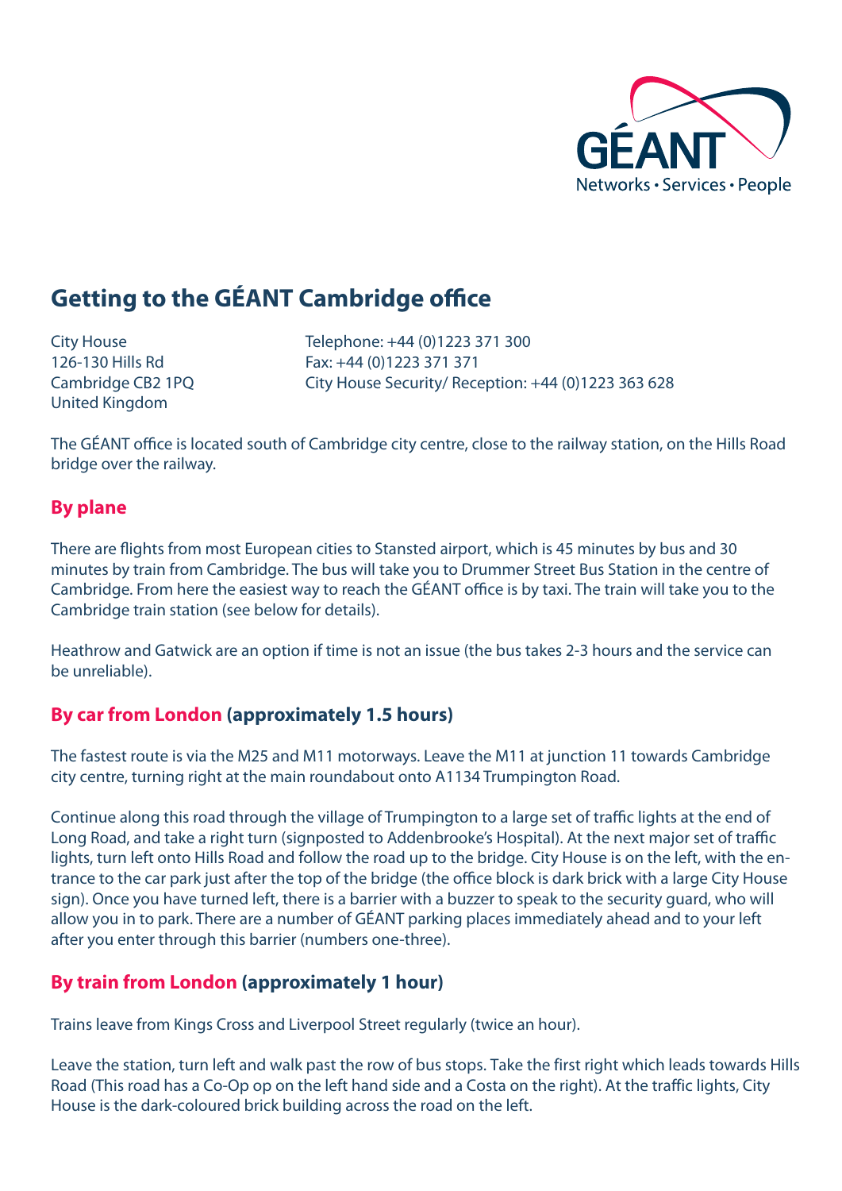# Getting to the GÉANT Cambridge office

City House
126-130 Hills Rd
Cambridge CB2 1PQ
United Kingdom

Telephone: +44 (0)1223 371 300
Fax: +44 (0)1223 371 371
City House Security/ Reception: +44 (0)1223 363 628

The GÉANT office is located south of Cambridge city centre, close to the railway station, on the Hills Road bridge over the railway.

## By plane

There are flights from most European cities to Stansted airport, which is 45 minutes by bus and 30 minutes by train from Cambridge. The bus will take you to Drummer Street Bus Station in the centre of Cambridge. From here the easiest way to reach the GÉANT office is by taxi. The train will take you to the Cambridge train station (see below for details).

Heathrow and Gatwick are an option if time is not an issue (the bus takes 2-3 hours and the service can be unreliable).

## By car from London (approximately 1.5 hours)

The fastest route is via the M25 and M11 motorways. Leave the M11 at junction 11 towards Cambridge city centre, turning right at the main roundabout onto A1134 Trumpington Road.

Continue along this road through the village of Trumpington to a large set of traffic lights at the end of Long Road, and take a right turn (signposted to Addenbrooke's Hospital). At the next major set of traffic lights, turn left onto Hills Road and follow the road up to the bridge. City House is on the left, with the entrance to the car park just after the top of the bridge (the office block is dark brick with a large City House sign). Once you have turned left, there is a barrier with a buzzer to speak to the security guard, who will allow you in to park. There are a number of GÉANT parking places immediately ahead and to your left after you enter through this barrier (numbers one-three).

## By train from London (approximately 1 hour)

Trains leave from Kings Cross and Liverpool Street regularly (twice an hour).

Leave the station, turn left and walk past the row of bus stops. Take the first right which leads towards Hills Road (This road has a Co-Op op on the left hand side and a Costa on the right). At the traffic lights, City House is the dark-coloured brick building across the road on the left.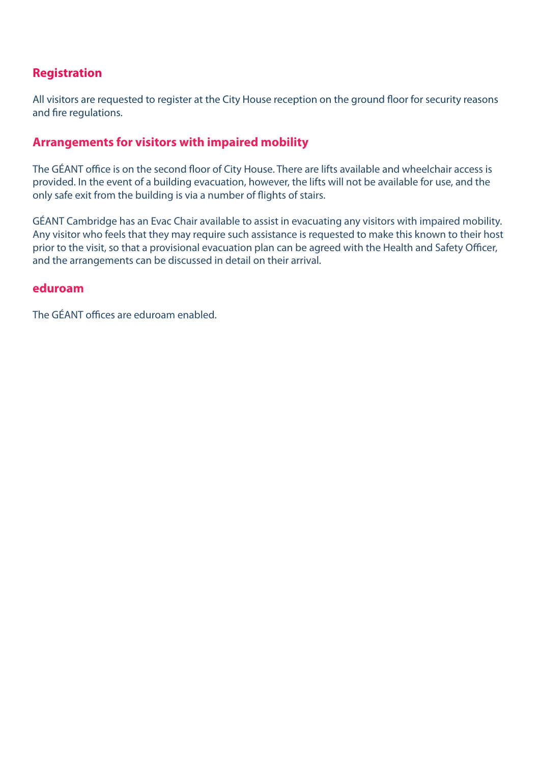## Registration

All visitors are requested to register at the City House reception on the ground floor for security reasons and fire regulations.

## Arrangements for visitors with impaired mobility

The GÉANT office is on the second floor of City House. There are lifts available and wheelchair access is provided. In the event of a building evacuation, however, the lifts will not be available for use, and the only safe exit from the building is via a number of flights of stairs.

GÉANT Cambridge has an Evac Chair available to assist in evacuating any visitors with impaired mobility. Any visitor who feels that they may require such assistance is requested to make this known to their host prior to the visit, so that a provisional evacuation plan can be agreed with the Health and Safety Officer, and the arrangements can be discussed in detail on their arrival.

## eduroam

The GÉANT offices are eduroam enabled.